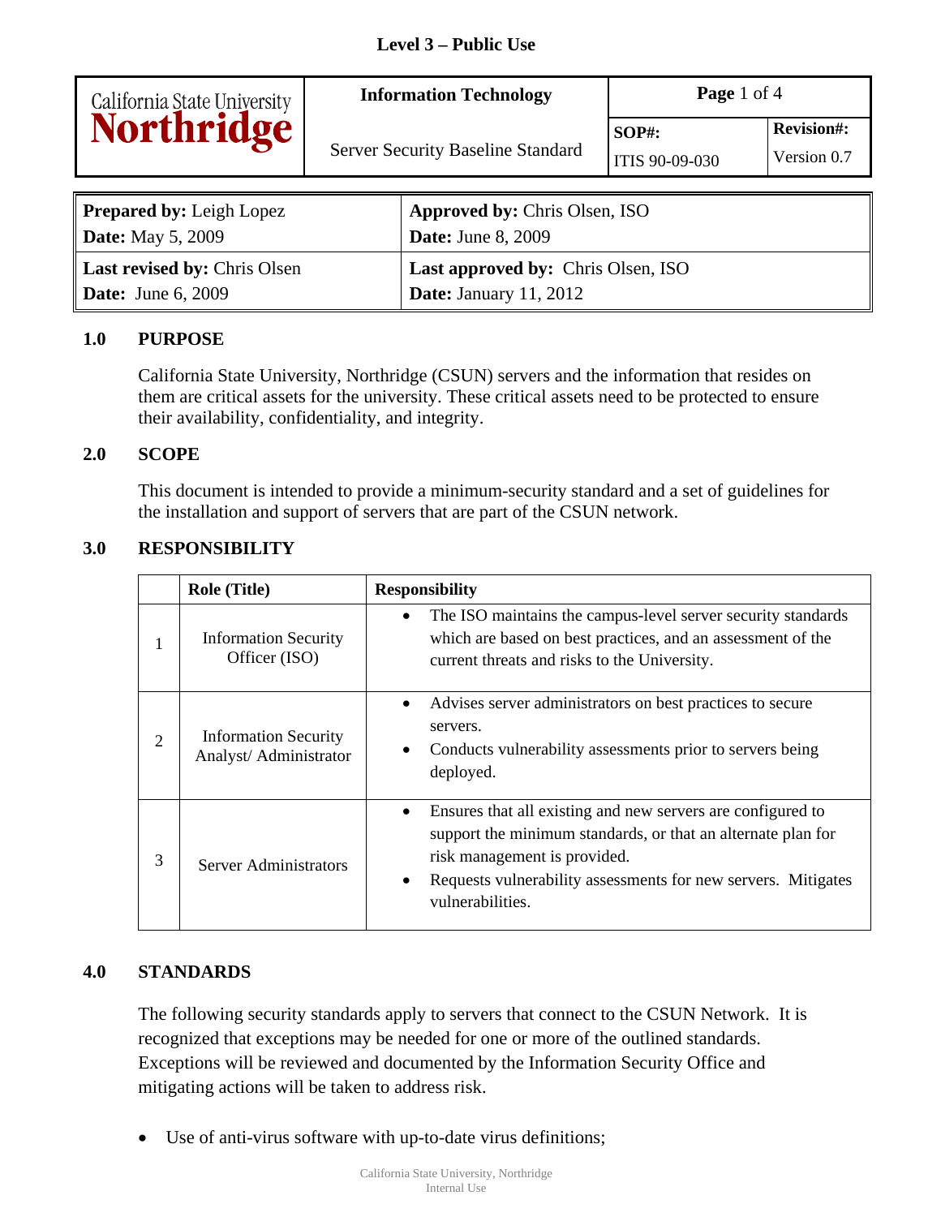Level 3 – Public Use

| California State University Northridge | **Information Technology** Server Security Baseline Standard | **Page** 1 of 4 | |
|---|---|---|---|
| | | **SOP#:** ITIS 90-09-030 | **Revision#:** Version 0.7 |

| | |
|---|---|
| **Prepared by:** Leigh Lopez<br>**Date:** May 5, 2009 | **Approved by:** Chris Olsen, ISO<br>**Date:** June 8, 2009 |
| **Last revised by:** Chris Olsen<br>**Date:** June 6, 2009 | **Last approved by:** Chris Olsen, ISO<br>**Date:** January 11, 2012 |

## 1.0 PURPOSE

California State University, Northridge (CSUN) servers and the information that resides on them are critical assets for the university. These critical assets need to be protected to ensure their availability, confidentiality, and integrity.

## 2.0 SCOPE

This document is intended to provide a minimum-security standard and a set of guidelines for the installation and support of servers that are part of the CSUN network.

## 3.0 RESPONSIBILITY

| | Role (Title) | Responsibility |
|---|---|---|
| 1 | Information Security Officer (ISO) | • The ISO maintains the campus-level server security standards which are based on best practices, and an assessment of the current threats and risks to the University. |
| 2 | Information Security Analyst/ Administrator | • Advises server administrators on best practices to secure servers.<br>• Conducts vulnerability assessments prior to servers being deployed. |
| 3 | Server Administrators | • Ensures that all existing and new servers are configured to support the minimum standards, or that an alternate plan for risk management is provided.<br>• Requests vulnerability assessments for new servers. Mitigates vulnerabilities. |

## 4.0 STANDARDS

The following security standards apply to servers that connect to the CSUN Network. It is recognized that exceptions may be needed for one or more of the outlined standards. Exceptions will be reviewed and documented by the Information Security Office and mitigating actions will be taken to address risk.

- Use of anti-virus software with up-to-date virus definitions;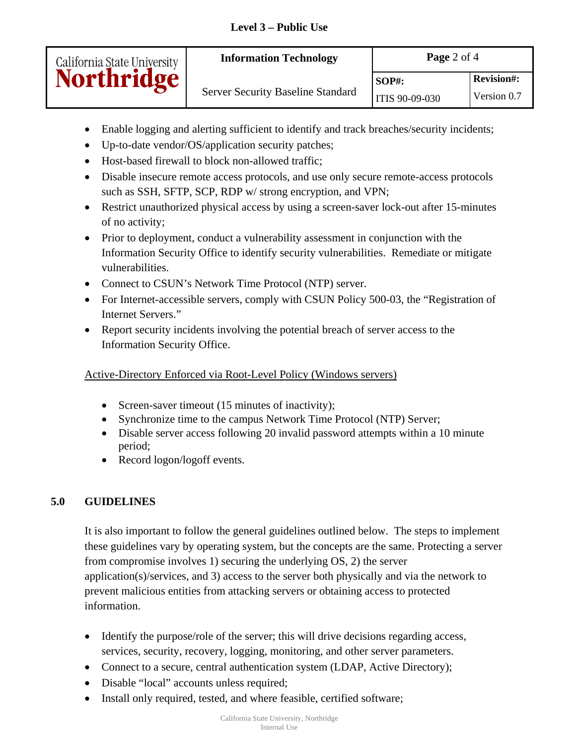- Enable logging and alerting sufficient to identify and track breaches/security incidents;
- Up-to-date vendor/OS/application security patches;
- Host-based firewall to block non-allowed traffic;
- Disable insecure remote access protocols, and use only secure remote-access protocols such as SSH, SFTP, SCP, RDP w/ strong encryption, and VPN;
- Restrict unauthorized physical access by using a screen-saver lock-out after 15-minutes of no activity;
- Prior to deployment, conduct a vulnerability assessment in conjunction with the Information Security Office to identify security vulnerabilities. Remediate or mitigate vulnerabilities.
- Connect to CSUN's Network Time Protocol (NTP) server.
- For Internet-accessible servers, comply with CSUN Policy 500-03, the "Registration of Internet Servers."
- Report security incidents involving the potential breach of server access to the Information Security Office.

<u>Active-Directory Enforced via Root-Level Policy (Windows servers)</u>

- Screen-saver timeout (15 minutes of inactivity);
- Synchronize time to the campus Network Time Protocol (NTP) Server;
- Disable server access following 20 invalid password attempts within a 10 minute period;
- Record logon/logoff events.

## 5.0 GUIDELINES

It is also important to follow the general guidelines outlined below. The steps to implement these guidelines vary by operating system, but the concepts are the same. Protecting a server from compromise involves 1) securing the underlying OS, 2) the server application(s)/services, and 3) access to the server both physically and via the network to prevent malicious entities from attacking servers or obtaining access to protected information.

- Identify the purpose/role of the server; this will drive decisions regarding access, services, security, recovery, logging, monitoring, and other server parameters.
- Connect to a secure, central authentication system (LDAP, Active Directory);
- Disable "local" accounts unless required;
- Install only required, tested, and where feasible, certified software;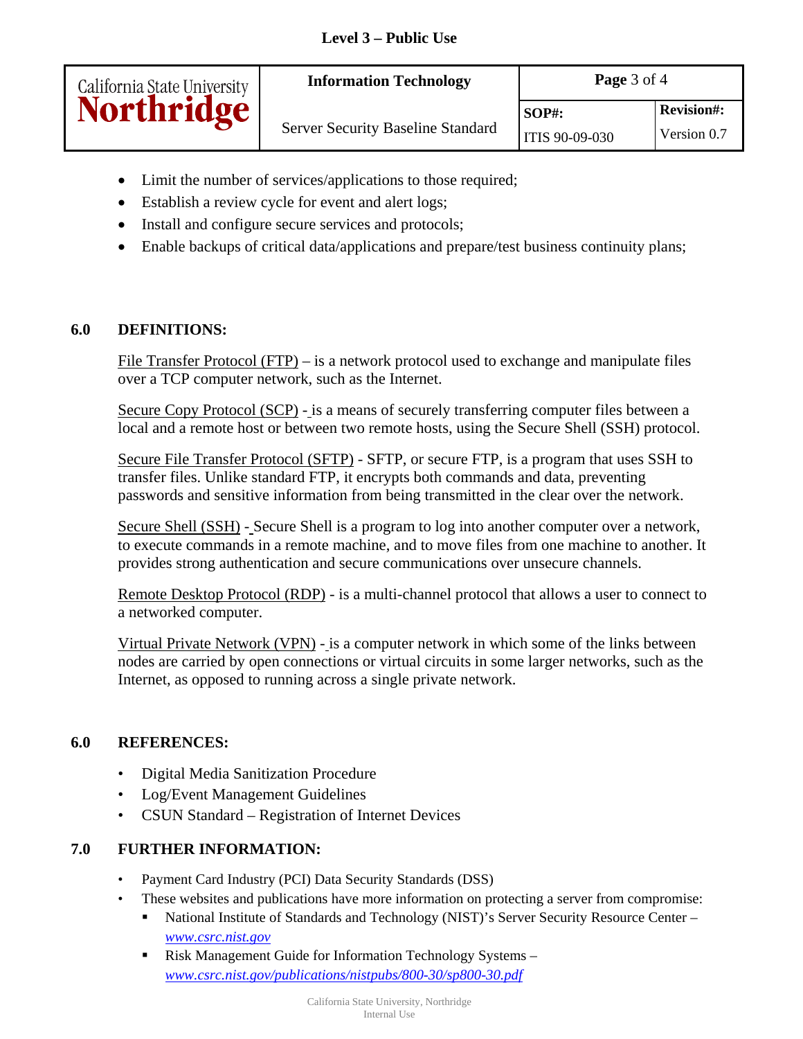- Limit the number of services/applications to those required;
- Establish a review cycle for event and alert logs;
- Install and configure secure services and protocols;
- Enable backups of critical data/applications and prepare/test business continuity plans;

## 6.0 DEFINITIONS:

File Transfer Protocol (FTP) – is a network protocol used to exchange and manipulate files over a TCP computer network, such as the Internet.

Secure Copy Protocol (SCP) - is a means of securely transferring computer files between a local and a remote host or between two remote hosts, using the Secure Shell (SSH) protocol.

Secure File Transfer Protocol (SFTP) - SFTP, or secure FTP, is a program that uses SSH to transfer files. Unlike standard FTP, it encrypts both commands and data, preventing passwords and sensitive information from being transmitted in the clear over the network.

Secure Shell (SSH) - Secure Shell is a program to log into another computer over a network, to execute commands in a remote machine, and to move files from one machine to another. It provides strong authentication and secure communications over unsecure channels.

Remote Desktop Protocol (RDP) - is a multi-channel protocol that allows a user to connect to a networked computer.

Virtual Private Network (VPN) - is a computer network in which some of the links between nodes are carried by open connections or virtual circuits in some larger networks, such as the Internet, as opposed to running across a single private network.

## 6.0 REFERENCES:

- Digital Media Sanitization Procedure
- Log/Event Management Guidelines
- CSUN Standard – Registration of Internet Devices

## 7.0 FURTHER INFORMATION:

- Payment Card Industry (PCI) Data Security Standards (DSS)
- These websites and publications have more information on protecting a server from compromise:
  - National Institute of Standards and Technology (NIST)'s Server Security Resource Center – *www.csrc.nist.gov*
  - Risk Management Guide for Information Technology Systems – *www.csrc.nist.gov/publications/nistpubs/800-30/sp800-30.pdf*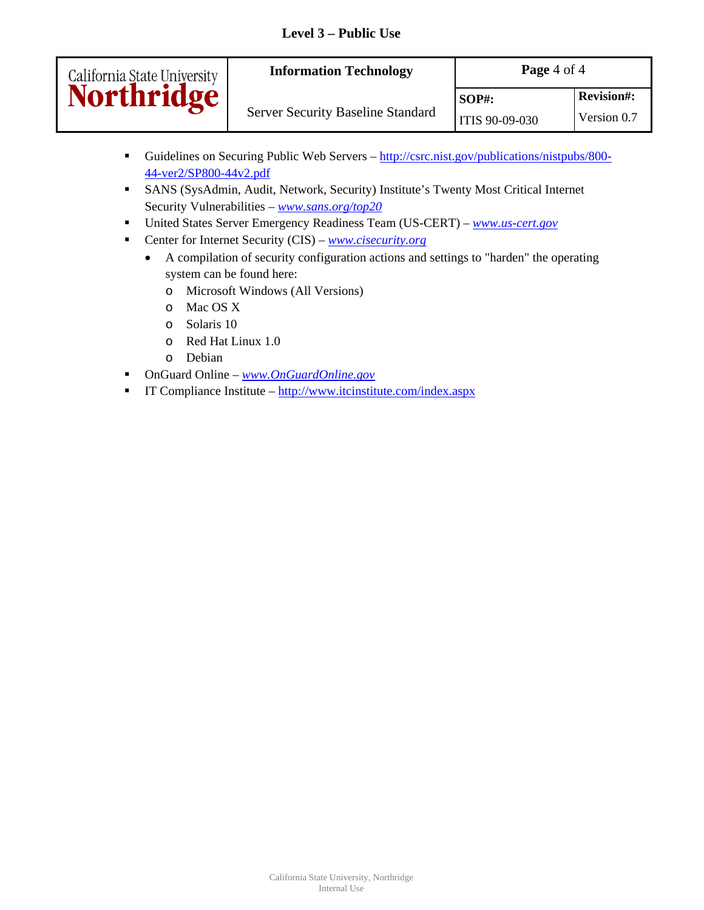- Guidelines on Securing Public Web Servers – http://csrc.nist.gov/publications/nistpubs/800-44-ver2/SP800-44v2.pdf
- SANS (SysAdmin, Audit, Network, Security) Institute's Twenty Most Critical Internet Security Vulnerabilities – *www.sans.org/top20*
- United States Server Emergency Readiness Team (US-CERT) – *www.us-cert.gov*
- Center for Internet Security (CIS) – *www.cisecurity.org*
  - A compilation of security configuration actions and settings to "harden" the operating system can be found here:
    - Microsoft Windows (All Versions)
    - Mac OS X
    - Solaris 10
    - Red Hat Linux 1.0
    - Debian
- OnGuard Online – *www.OnGuardOnline.gov*
- IT Compliance Institute – http://www.itcinstitute.com/index.aspx